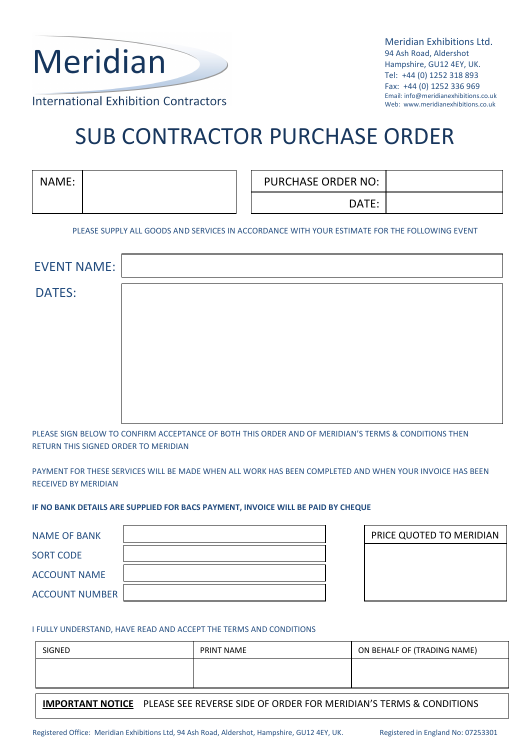Meridian

International Exhibition Contractors

Meridian Exhibitions Ltd.
94 Ash Road, Aldershot
Hampshire, GU12 4EY, UK.
Tel: +44 (0) 1252 318 893
Fax: +44 (0) 1252 336 969
Email: info@meridianexhibitions.co.uk
Web: www.meridianexhibitions.co.uk

# SUB CONTRACTOR PURCHASE ORDER

| NAME: | |
|---|---|

| PURCHASE ORDER NO: | |
|---|---|
| DATE: | |

PLEASE SUPPLY ALL GOODS AND SERVICES IN ACCORDANCE WITH YOUR ESTIMATE FOR THE FOLLOWING EVENT

| EVENT NAME: | |
|---|---|
| DATES: | |

PLEASE SIGN BELOW TO CONFIRM ACCEPTANCE OF BOTH THIS ORDER AND OF MERIDIAN'S TERMS & CONDITIONS THEN RETURN THIS SIGNED ORDER TO MERIDIAN

PAYMENT FOR THESE SERVICES WILL BE MADE WHEN ALL WORK HAS BEEN COMPLETED AND WHEN YOUR INVOICE HAS BEEN RECEIVED BY MERIDIAN

**IF NO BANK DETAILS ARE SUPPLIED FOR BACS PAYMENT, INVOICE WILL BE PAID BY CHEQUE**

| NAME OF BANK | |
|---|---|
| SORT CODE | |
| ACCOUNT NAME | |
| ACCOUNT NUMBER | |

| PRICE QUOTED TO MERIDIAN |
|---|
| |

I FULLY UNDERSTAND, HAVE READ AND ACCEPT THE TERMS AND CONDITIONS

| SIGNED | PRINT NAME | ON BEHALF OF (TRADING NAME) |
|---|---|---|
| | | |

**IMPORTANT NOTICE** PLEASE SEE REVERSE SIDE OF ORDER FOR MERIDIAN'S TERMS & CONDITIONS

Registered Office: Meridian Exhibitions Ltd, 94 Ash Road, Aldershot, Hampshire, GU12 4EY, UK. Registered in England No: 07253301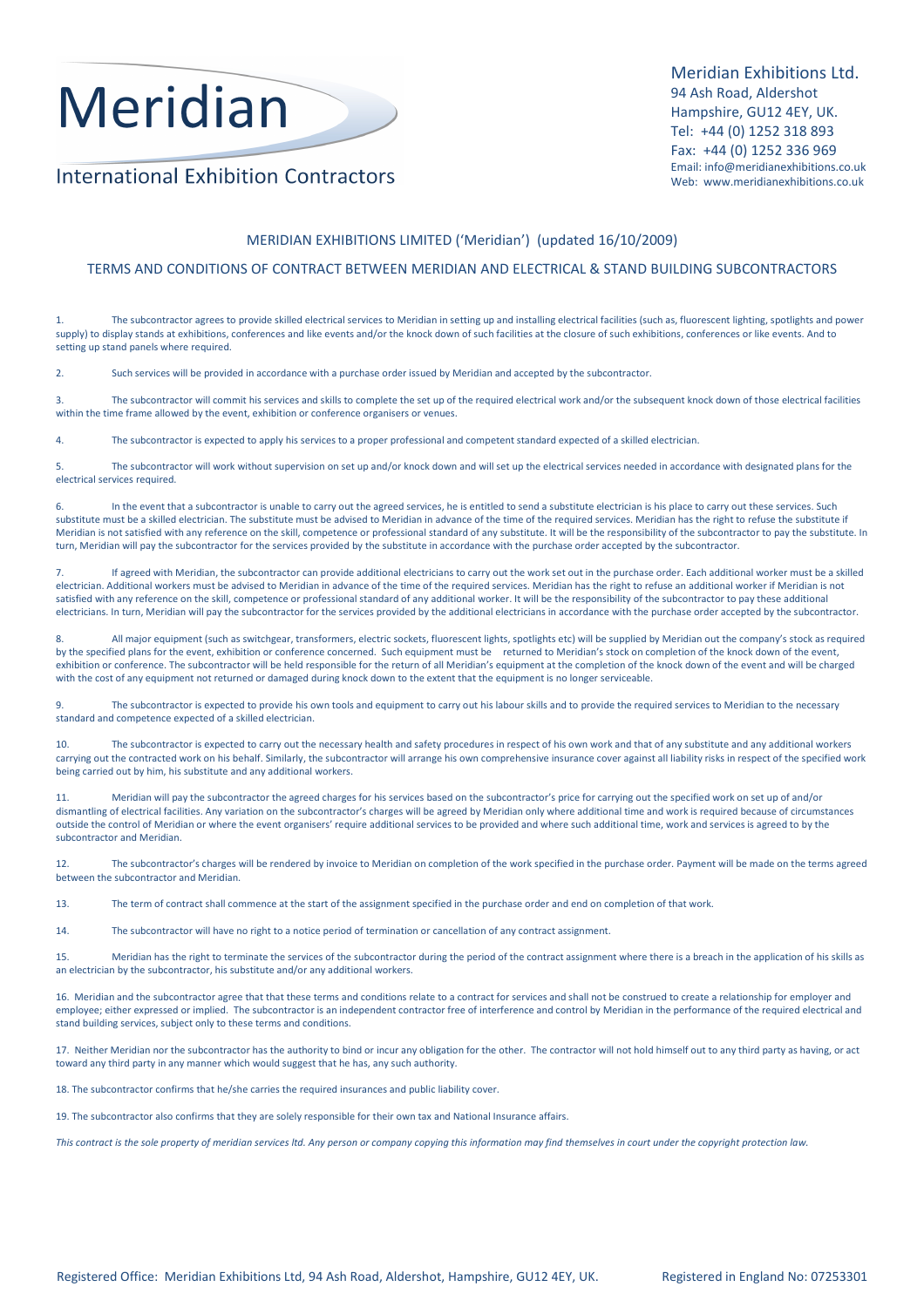# Meridian

International Exhibition Contractors

Meridian Exhibitions Ltd.
94 Ash Road, Aldershot
Hampshire, GU12 4EY, UK.
Tel: +44 (0) 1252 318 893
Fax: +44 (0) 1252 336 969
Email: info@meridianexhibitions.co.uk
Web: www.meridianexhibitions.co.uk

## MERIDIAN EXHIBITIONS LIMITED ('Meridian') (updated 16/10/2009)

## TERMS AND CONDITIONS OF CONTRACT BETWEEN MERIDIAN AND ELECTRICAL & STAND BUILDING SUBCONTRACTORS

1. The subcontractor agrees to provide skilled electrical services to Meridian in setting up and installing electrical facilities (such as, fluorescent lighting, spotlights and power supply) to display stands at exhibitions, conferences and like events and/or the knock down of such facilities at the closure of such exhibitions, conferences or like events. And to setting up stand panels where required.

2. Such services will be provided in accordance with a purchase order issued by Meridian and accepted by the subcontractor.

3. The subcontractor will commit his services and skills to complete the set up of the required electrical work and/or the subsequent knock down of those electrical facilities within the time frame allowed by the event, exhibition or conference organisers or venues.

4. The subcontractor is expected to apply his services to a proper professional and competent standard expected of a skilled electrician.

5. The subcontractor will work without supervision on set up and/or knock down and will set up the electrical services needed in accordance with designated plans for the electrical services required.

6. In the event that a subcontractor is unable to carry out the agreed services, he is entitled to send a substitute electrician is his place to carry out these services. Such substitute must be a skilled electrician. The substitute must be advised to Meridian in advance of the time of the required services. Meridian has the right to refuse the substitute if Meridian is not satisfied with any reference on the skill, competence or professional standard of any substitute. It will be the responsibility of the subcontractor to pay the substitute. In turn, Meridian will pay the subcontractor for the services provided by the substitute in accordance with the purchase order accepted by the subcontractor.

7. If agreed with Meridian, the subcontractor can provide additional electricians to carry out the work set out in the purchase order. Each additional worker must be a skilled electrician. Additional workers must be advised to Meridian in advance of the time of the required services. Meridian has the right to refuse an additional worker if Meridian is not satisfied with any reference on the skill, competence or professional standard of any additional worker. It will be the responsibility of the subcontractor to pay these additional electricians. In turn, Meridian will pay the subcontractor for the services provided by the additional electricians in accordance with the purchase order accepted by the subcontractor.

8. All major equipment (such as switchgear, transformers, electric sockets, fluorescent lights, spotlights etc) will be supplied by Meridian out the company's stock as required by the specified plans for the event, exhibition or conference concerned. Such equipment must be returned to Meridian's stock on completion of the knock down of the event, exhibition or conference. The subcontractor will be held responsible for the return of all Meridian's equipment at the completion of the knock down of the event and will be charged with the cost of any equipment not returned or damaged during knock down to the extent that the equipment is no longer serviceable.

9. The subcontractor is expected to provide his own tools and equipment to carry out his labour skills and to provide the required services to Meridian to the necessary standard and competence expected of a skilled electrician.

10. The subcontractor is expected to carry out the necessary health and safety procedures in respect of his own work and that of any substitute and any additional workers carrying out the contracted work on his behalf. Similarly, the subcontractor will arrange his own comprehensive insurance cover against all liability risks in respect of the specified work being carried out by him, his substitute and any additional workers.

11. Meridian will pay the subcontractor the agreed charges for his services based on the subcontractor's price for carrying out the specified work on set up of and/or dismantling of electrical facilities. Any variation on the subcontractor's charges will be agreed by Meridian only where additional time and work is required because of circumstances outside the control of Meridian or where the event organisers' require additional services to be provided and where such additional time, work and services is agreed to by the subcontractor and Meridian.

12. The subcontractor's charges will be rendered by invoice to Meridian on completion of the work specified in the purchase order. Payment will be made on the terms agreed between the subcontractor and Meridian.

13. The term of contract shall commence at the start of the assignment specified in the purchase order and end on completion of that work.

14. The subcontractor will have no right to a notice period of termination or cancellation of any contract assignment.

15. Meridian has the right to terminate the services of the subcontractor during the period of the contract assignment where there is a breach in the application of his skills as an electrician by the subcontractor, his substitute and/or any additional workers.

16. Meridian and the subcontractor agree that that these terms and conditions relate to a contract for services and shall not be construed to create a relationship for employer and employee; either expressed or implied. The subcontractor is an independent contractor free of interference and control by Meridian in the performance of the required electrical and stand building services, subject only to these terms and conditions.

17. Neither Meridian nor the subcontractor has the authority to bind or incur any obligation for the other. The contractor will not hold himself out to any third party as having, or act toward any third party in any manner which would suggest that he has, any such authority.

18. The subcontractor confirms that he/she carries the required insurances and public liability cover.

19. The subcontractor also confirms that they are solely responsible for their own tax and National Insurance affairs.

*This contract is the sole property of meridian services ltd. Any person or company copying this information may find themselves in court under the copyright protection law.*

Registered Office: Meridian Exhibitions Ltd, 94 Ash Road, Aldershot, Hampshire, GU12 4EY, UK. Registered in England No: 07253301